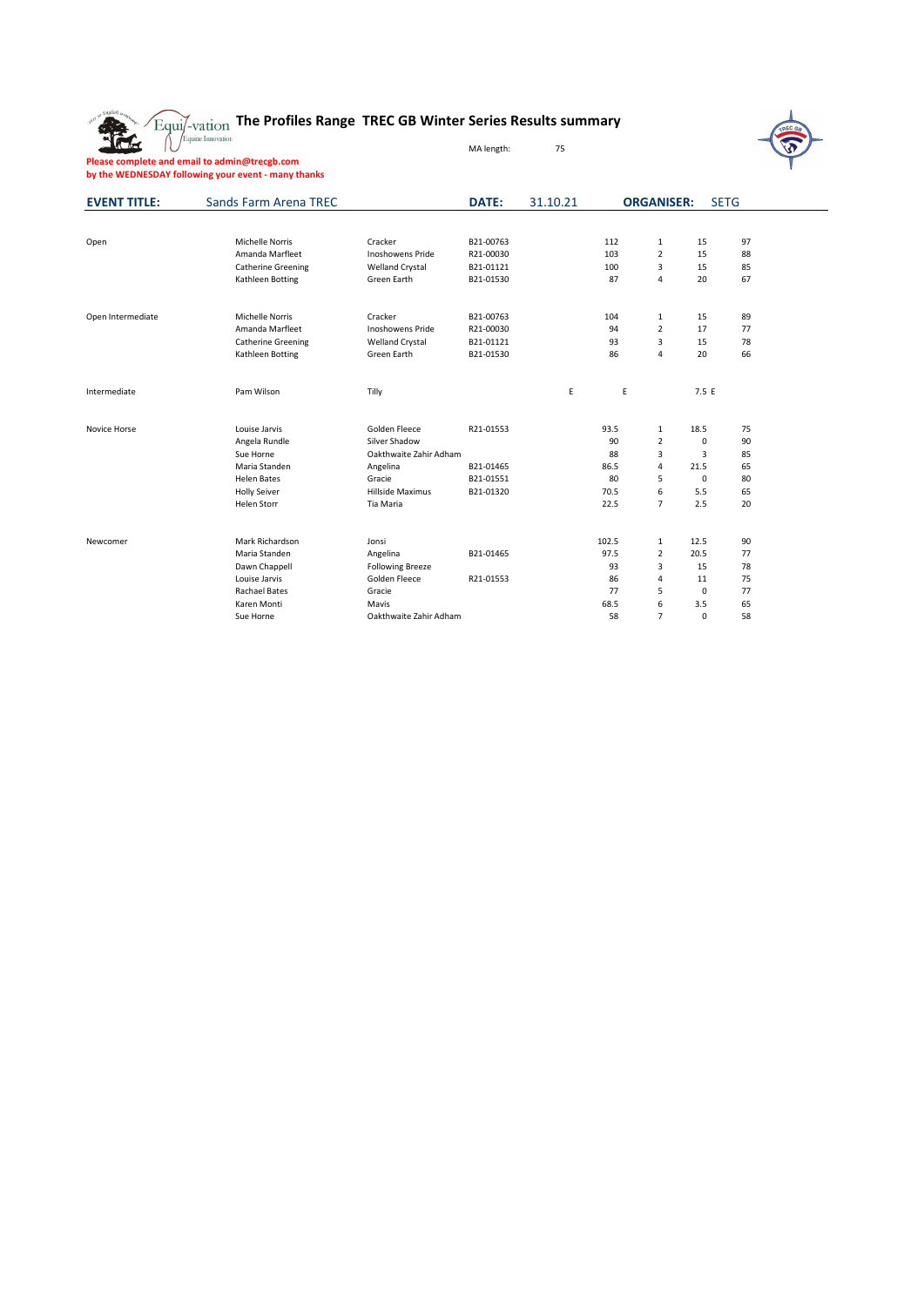# The Profiles Range TREC GB Winter Series Results summary

MA length: 75

**Please complete and email to admin@trecgb.com by the WEDNESDAY following your event - many thanks**

**EVENT TITLE:** Sands Farm Arena TREC **DATE:** 31.10.21 **ORGANISER:** SETG

| Class | Rider | Horse | Number | | Score | Place | | |
|---|---|---|---|---|---|---|---|---|
| Open | Michelle Norris | Cracker | B21-00763 | | 112 | 1 | 15 | 97 |
| | Amanda Marfleet | Inoshowens Pride | R21-00030 | | 103 | 2 | 15 | 88 |
| | Catherine Greening | Welland Crystal | B21-01121 | | 100 | 3 | 15 | 85 |
| | Kathleen Botting | Green Earth | B21-01530 | | 87 | 4 | 20 | 67 |
| Open Intermediate | Michelle Norris | Cracker | B21-00763 | | 104 | 1 | 15 | 89 |
| | Amanda Marfleet | Inoshowens Pride | R21-00030 | | 94 | 2 | 17 | 77 |
| | Catherine Greening | Welland Crystal | B21-01121 | | 93 | 3 | 15 | 78 |
| | Kathleen Botting | Green Earth | B21-01530 | | 86 | 4 | 20 | 66 |
| Intermediate | Pam Wilson | Tilly | | E | E | | 7.5 E | |
| Novice Horse | Louise Jarvis | Golden Fleece | R21-01553 | | 93.5 | 1 | 18.5 | 75 |
| | Angela Rundle | Silver Shadow | | | 90 | 2 | 0 | 90 |
| | Sue Horne | Oakthwaite Zahir Adham | | | 88 | 3 | 3 | 85 |
| | Maria Standen | Angelina | B21-01465 | | 86.5 | 4 | 21.5 | 65 |
| | Helen Bates | Gracie | B21-01551 | | 80 | 5 | 0 | 80 |
| | Holly Seiver | Hillside Maximus | B21-01320 | | 70.5 | 6 | 5.5 | 65 |
| | Helen Storr | Tia Maria | | | 22.5 | 7 | 2.5 | 20 |
| Newcomer | Mark Richardson | Jonsi | | | 102.5 | 1 | 12.5 | 90 |
| | Maria Standen | Angelina | B21-01465 | | 97.5 | 2 | 20.5 | 77 |
| | Dawn Chappell | Following Breeze | | | 93 | 3 | 15 | 78 |
| | Louise Jarvis | Golden Fleece | R21-01553 | | 86 | 4 | 11 | 75 |
| | Rachael Bates | Gracie | | | 77 | 5 | 0 | 77 |
| | Karen Monti | Mavis | | | 68.5 | 6 | 3.5 | 65 |
| | Sue Horne | Oakthwaite Zahir Adham | | | 58 | 7 | 0 | 58 |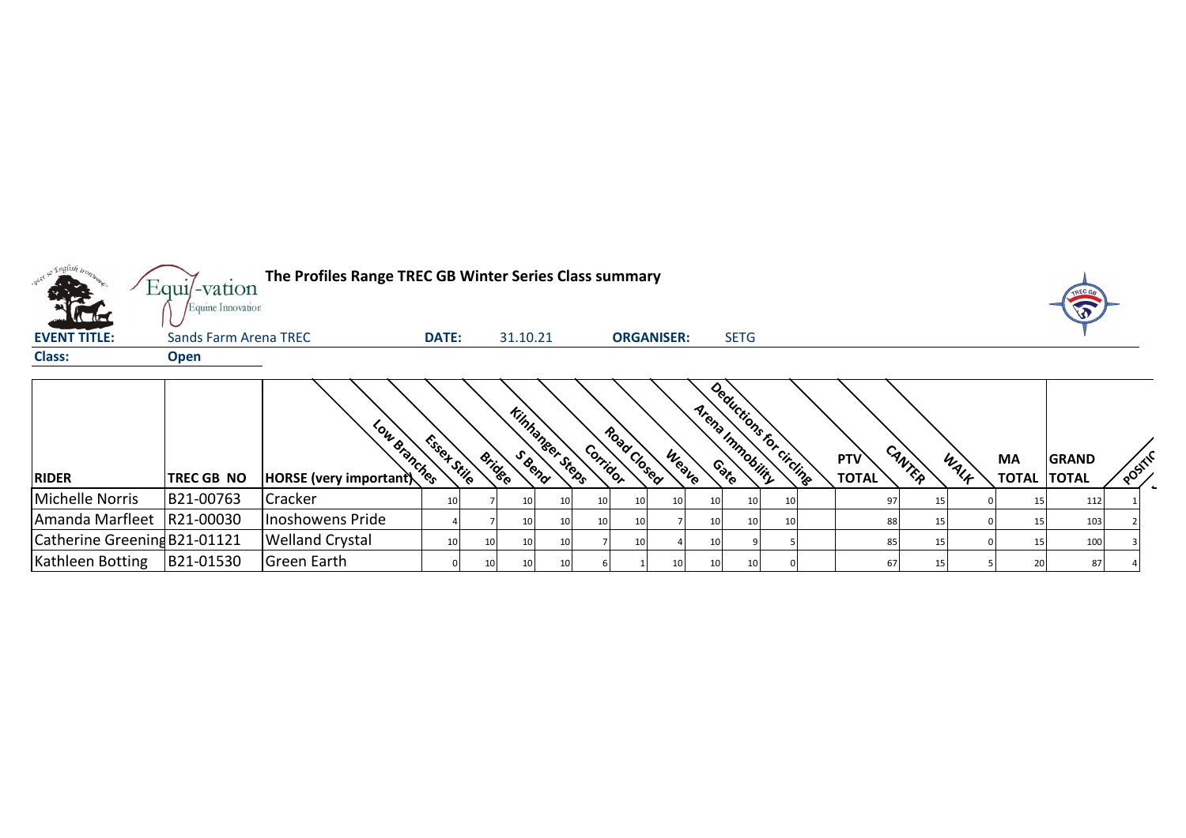**The Profiles Range TREC GB Winter Series Class summary**

**EVENT TITLE:** Sands Farm Arena TREC **DATE:** 31.10.21 **ORGANISER:** SETG

**Class:** **Open**

| RIDER | TREC GB NO | HORSE (very important) | Low Branches | Essex Stile | Bridge | S Bend | Kilnhanger Steps | Corridor | Road Closed | Weave | Gate | Arena Immobility | Deductions for circling | PTV TOTAL | CANTER | WALK | MA TOTAL | GRAND TOTAL | POSITIO |
|---|---|---|---|---|---|---|---|---|---|---|---|---|---|---|---|---|---|---|---|
| Michelle Norris | B21-00763 | Cracker | 10 | 7 | 10 | 10 | 10 | 10 | 10 | 10 | 10 | 10 | | 97 | 15 | 0 | 15 | 112 | 1 |
| Amanda Marfleet | R21-00030 | Inoshowens Pride | 4 | 7 | 10 | 10 | 10 | 10 | 7 | 10 | 10 | 10 | | 88 | 15 | 0 | 15 | 103 | 2 |
| Catherine Greening | B21-01121 | Welland Crystal | 10 | 10 | 10 | 10 | 7 | 10 | 4 | 10 | 9 | 5 | | 85 | 15 | 0 | 15 | 100 | 3 |
| Kathleen Botting | B21-01530 | Green Earth | 0 | 10 | 10 | 10 | 6 | 1 | 10 | 10 | 10 | 0 | | 67 | 15 | 5 | 20 | 87 | 4 |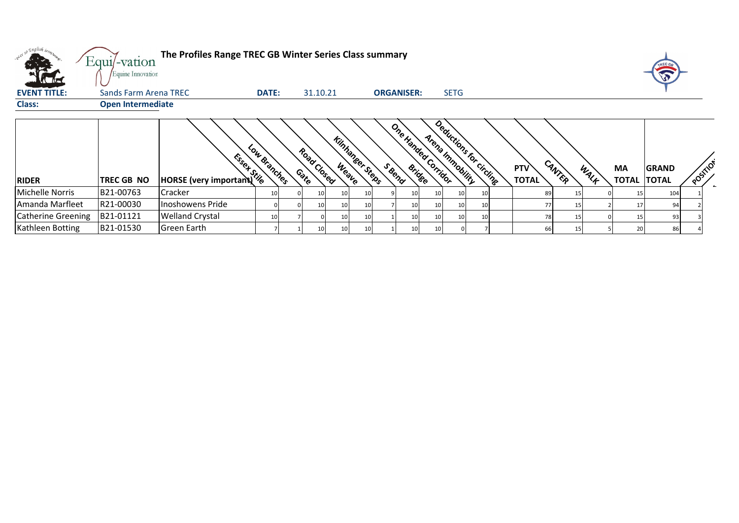# The Profiles Range TREC GB Winter Series Class summary

**EVENT TITLE:** Sands Farm Arena TREC **DATE:** 31.10.21 **ORGANISER:** SETG

**Class:** Open Intermediate

| RIDER | TREC GB NO | HORSE (very important) | Essex Stile | Low Branches | Gate | Road Closed | Weave | Kilnhanger Steps | S Bend | Bridge | One Handed Corridor | Arena Immobility | Deductions for circling | PTV TOTAL | CANTER | WALK | MA TOTAL | GRAND TOTAL | POSITION |
|---|---|---|---|---|---|---|---|---|---|---|---|---|---|---|---|---|---|---|---|
| Michelle Norris | B21-00763 | Cracker | 10 | 0 | 10 | 10 | 10 | 9 | 10 | 10 | 10 | 10 | | 89 | 15 | 0 | 15 | 104 | 1 |
| Amanda Marfleet | R21-00030 | Inoshowens Pride | 0 | 0 | 10 | 10 | 10 | 7 | 10 | 10 | 10 | 10 | | 77 | 15 | 2 | 17 | 94 | 2 |
| Catherine Greening | B21-01121 | Welland Crystal | 10 | 7 | 0 | 10 | 10 | 1 | 10 | 10 | 10 | 10 | | 78 | 15 | 0 | 15 | 93 | 3 |
| Kathleen Botting | B21-01530 | Green Earth | 7 | 1 | 10 | 10 | 10 | 1 | 10 | 10 | 0 | 7 | | 66 | 15 | 5 | 20 | 86 | 4 |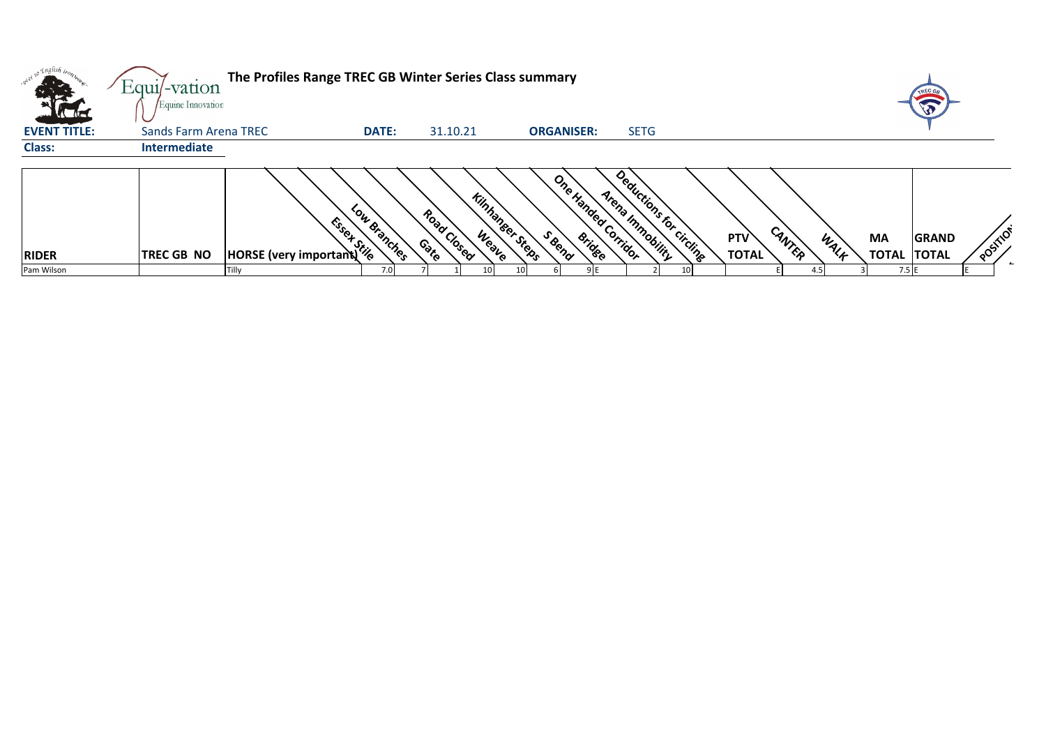# The Profiles Range TREC GB Winter Series Class summary

**EVENT TITLE:** Sands Farm Arena TREC **DATE:** 31.10.21 **ORGANISER:** SETG

**Class:** Intermediate

| RIDER | TREC GB NO | HORSE (very important) | Essex Stile | Low Branches | Gate | Road Closed | Weave | Kilnhanger Steps | S Bend | Bridge | One Handed Corridor | Arena Immobility | Deductions for circling | PTV TOTAL | CANTER | WALK | MA TOTAL | GRAND TOTAL | POSITION |
|---|---|---|---|---|---|---|---|---|---|---|---|---|---|---|---|---|---|---|---|
| Pam Wilson | | Tilly | 7.0 | 7 | 1 | 10 | 10 | 6 | 9 | E | | 2 | 10 | E | 4.5 | 3 | 7.5 | E | E |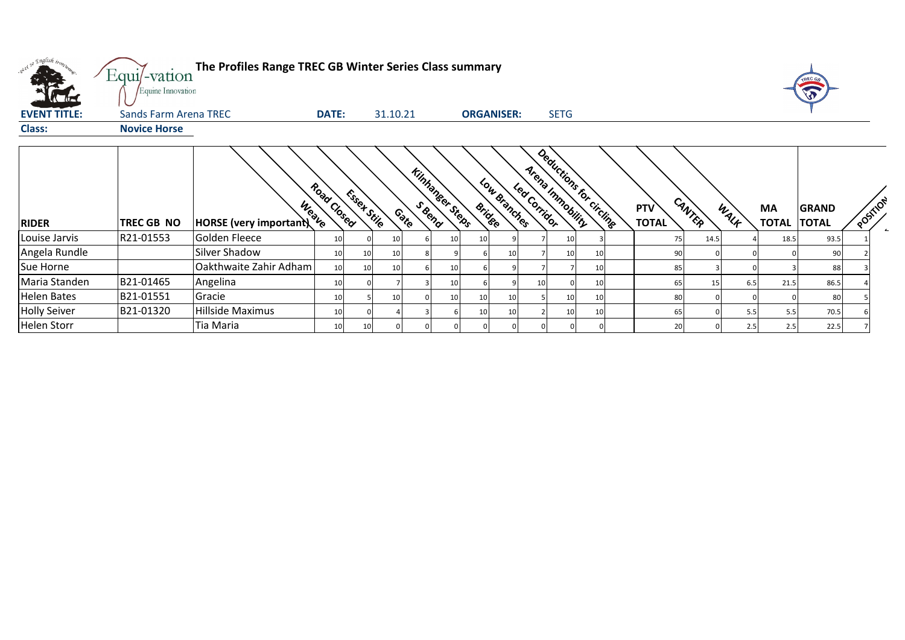# The Profiles Range TREC GB Winter Series Class summary

**EVENT TITLE:** Sands Farm Arena TREC **DATE:** 31.10.21 **ORGANISER:** SETG

**Class:** **Novice Horse**

| RIDER | TREC GB NO | HORSE (very important) | Weave | Road Closed | Essex Stile | Gate | S Bend | Kilnhanger Steps | Bridge | Low Branches | Led Corridor | Arena Immobility | Deductions for circling | PTV TOTAL | CANTER | WALK | MA TOTAL | GRAND TOTAL | POSITION |
|---|---|---|---|---|---|---|---|---|---|---|---|---|---|---|---|---|---|---|---|
| Louise Jarvis | R21-01553 | Golden Fleece | 10 | 0 | 10 | 6 | 10 | 10 | 9 | 7 | 10 | 3 | | 75 | 14.5 | 4 | 18.5 | 93.5 | 1 |
| Angela Rundle | | Silver Shadow | 10 | 10 | 10 | 8 | 9 | 6 | 10 | 7 | 10 | 10 | | 90 | 0 | 0 | 0 | 90 | 2 |
| Sue Horne | | Oakthwaite Zahir Adham | 10 | 10 | 10 | 6 | 10 | 6 | 9 | 7 | 7 | 10 | | 85 | 3 | 0 | 3 | 88 | 3 |
| Maria Standen | B21-01465 | Angelina | 10 | 0 | 7 | 3 | 10 | 6 | 9 | 10 | 0 | 10 | | 65 | 15 | 6.5 | 21.5 | 86.5 | 4 |
| Helen Bates | B21-01551 | Gracie | 10 | 5 | 10 | 0 | 10 | 10 | 10 | 5 | 10 | 10 | | 80 | 0 | 0 | 0 | 80 | 5 |
| Holly Seiver | B21-01320 | Hillside Maximus | 10 | 0 | 4 | 3 | 6 | 10 | 10 | 2 | 10 | 10 | | 65 | 0 | 5.5 | 5.5 | 70.5 | 6 |
| Helen Storr | | Tia Maria | 10 | 10 | 0 | 0 | 0 | 0 | 0 | 0 | 0 | 0 | | 20 | 0 | 2.5 | 2.5 | 22.5 | 7 |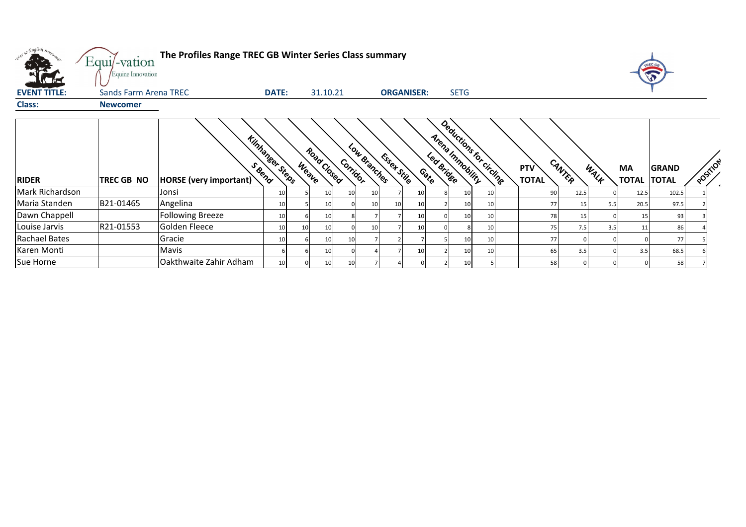**The Profiles Range TREC GB Winter Series Class summary**

**EVENT TITLE:** Sands Farm Arena TREC **DATE:** 31.10.21 **ORGANISER:** SETG

**Class:** **Newcomer**

| RIDER | TREC GB NO | HORSE (very important) | S Bend | Kilnhanger Steps | Weave | Road Closed | Corridor | Low Branches | Essex Stile | Gate | Led Bridge | Arena Immobility | Deductions for circling | PTV TOTAL | CANTER | WALK | MA TOTAL | GRAND TOTAL | POSITION |
|---|---|---|---|---|---|---|---|---|---|---|---|---|---|---|---|---|---|---|---|
| Mark Richardson | | Jonsi | 10 | 5 | 10 | 10 | 10 | 7 | 10 | 8 | 10 | 10 | | 90 | 12.5 | 0 | 12.5 | 102.5 | 1 |
| Maria Standen | B21-01465 | Angelina | 10 | 5 | 10 | 0 | 10 | 10 | 10 | 2 | 10 | 10 | | 77 | 15 | 5.5 | 20.5 | 97.5 | 2 |
| Dawn Chappell | | Following Breeze | 10 | 6 | 10 | 8 | 7 | 7 | 10 | 0 | 10 | 10 | | 78 | 15 | 0 | 15 | 93 | 3 |
| Louise Jarvis | R21-01553 | Golden Fleece | 10 | 10 | 10 | 0 | 10 | 7 | 10 | 0 | 8 | 10 | | 75 | 7.5 | 3.5 | 11 | 86 | 4 |
| Rachael Bates | | Gracie | 10 | 6 | 10 | 10 | 7 | 2 | 7 | 5 | 10 | 10 | | 77 | 0 | 0 | 0 | 77 | 5 |
| Karen Monti | | Mavis | 6 | 6 | 10 | 0 | 4 | 7 | 10 | 2 | 10 | 10 | | 65 | 3.5 | 0 | 3.5 | 68.5 | 6 |
| Sue Horne | | Oakthwaite Zahir Adham | 10 | 0 | 10 | 10 | 7 | 4 | 0 | 2 | 10 | 5 | | 58 | 0 | 0 | 0 | 58 | 7 |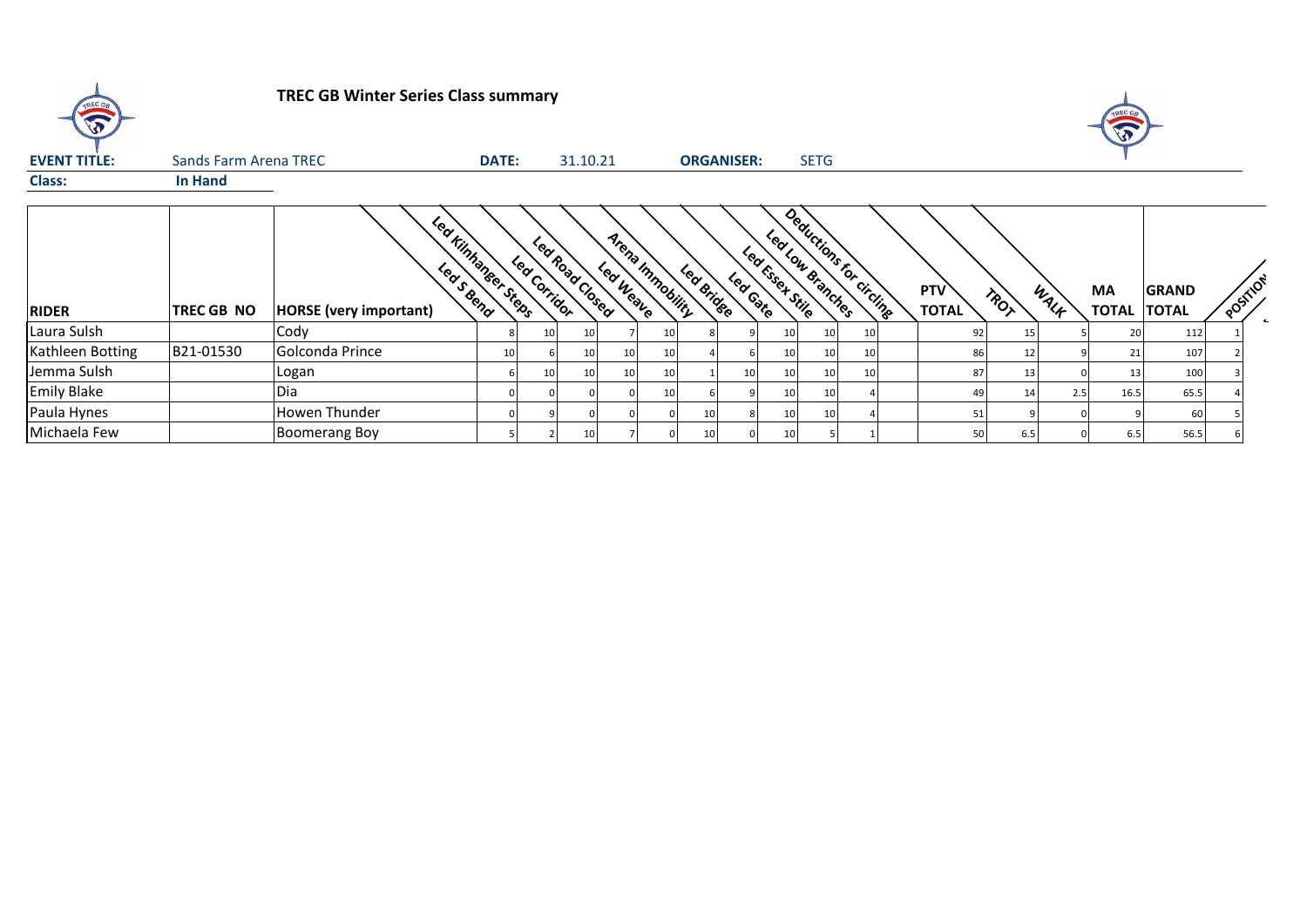## TREC GB Winter Series Class summary

**EVENT TITLE:** Sands Farm Arena TREC **DATE:** 31.10.21 **ORGANISER:** SETG

**Class:** In Hand

| RIDER | TREC GB NO | HORSE (very important) | Led S Bend | Led Kilnhanger Steps | Led Corridor | Led Road Closed | Led Weave | Arena Immobility | Led Bridge | Led Gate | Led Essex Stile | Led Low Branches | Deductions for circling | PTV TOTAL | TROT | WALK | MA TOTAL | GRAND TOTAL | POSITION |
|---|---|---|---|---|---|---|---|---|---|---|---|---|---|---|---|---|---|---|---|
| Laura Sulsh | | Cody | 8 | 10 | 10 | 7 | 10 | 8 | 9 | 10 | 10 | 10 | | 92 | 15 | 5 | 20 | 112 | 1 |
| Kathleen Botting | B21-01530 | Golconda Prince | 10 | 6 | 10 | 10 | 10 | 4 | 6 | 10 | 10 | 10 | | 86 | 12 | 9 | 21 | 107 | 2 |
| Jemma Sulsh | | Logan | 6 | 10 | 10 | 10 | 10 | 1 | 10 | 10 | 10 | 10 | | 87 | 13 | 0 | 13 | 100 | 3 |
| Emily Blake | | Dia | 0 | 0 | 0 | 0 | 10 | 6 | 9 | 10 | 10 | 4 | | 49 | 14 | 2.5 | 16.5 | 65.5 | 4 |
| Paula Hynes | | Howen Thunder | 0 | 9 | 0 | 0 | 0 | 10 | 8 | 10 | 10 | 4 | | 51 | 9 | 0 | 9 | 60 | 5 |
| Michaela Few | | Boomerang Boy | 5 | 2 | 10 | 7 | 0 | 10 | 0 | 10 | 5 | 1 | | 50 | 6.5 | 0 | 6.5 | 56.5 | 6 |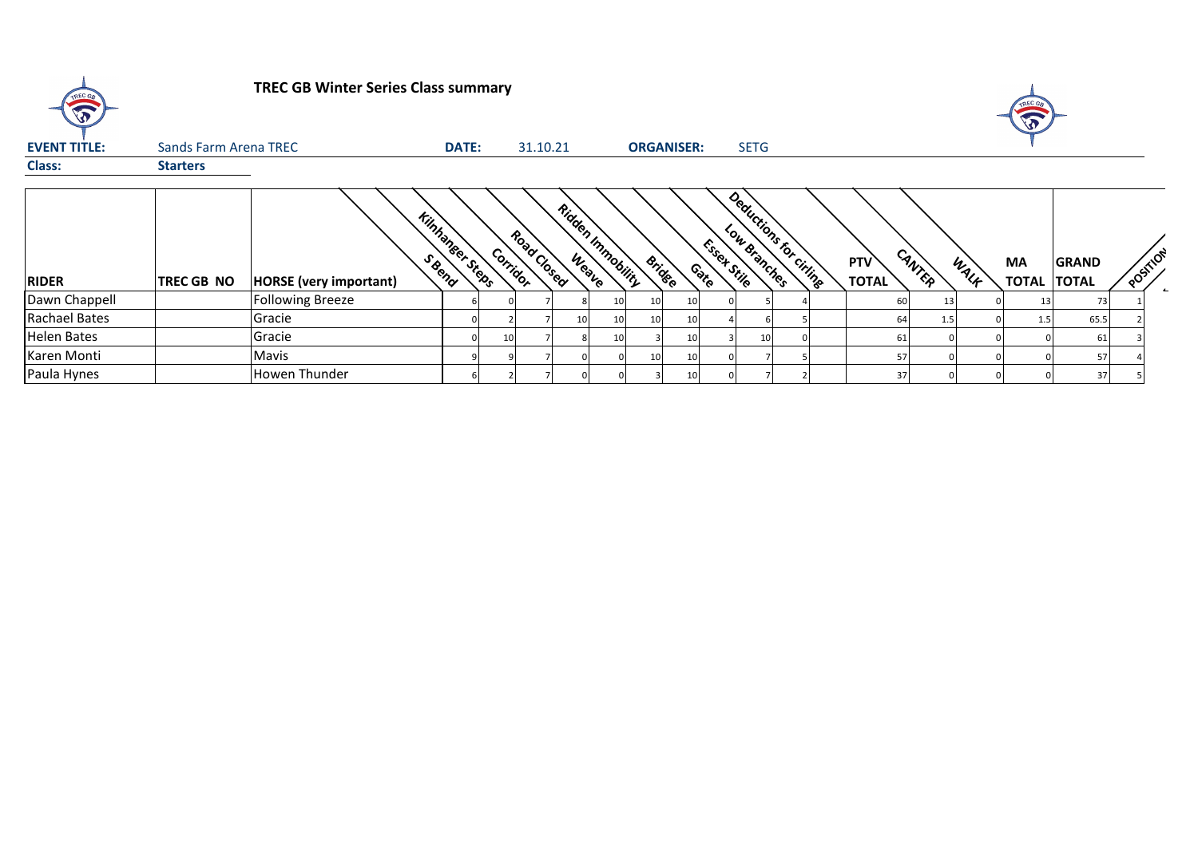**TREC GB Winter Series Class summary**

| **EVENT TITLE:** | Sands Farm Arena TREC | **DATE:** | 31.10.21 | **ORGANISER:** | SETG |
|---|---|---|---|---|---|
| **Class:** | **Starters** | | | | |

| RIDER | TREC GB NO | HORSE (very important) | S Bend | Kilnhanger Steps | Corridor | Road Closed | Weave | Ridden Immobility | Bridge | Gate | Essex Stile | Low Branches | Deductions for circling | PTV TOTAL | CANTER | WALK | MA TOTAL | GRAND TOTAL | POSITION |
|---|---|---|---|---|---|---|---|---|---|---|---|---|---|---|---|---|---|---|---|
| Dawn Chappell | | Following Breeze | 6 | 0 | 7 | 8 | 10 | 10 | 10 | 0 | 5 | 4 | | 60 | 13 | 0 | 13 | 73 | 1 |
| Rachael Bates | | Gracie | 0 | 2 | 7 | 10 | 10 | 10 | 10 | 4 | 6 | 5 | | 64 | 1.5 | 0 | 1.5 | 65.5 | 2 |
| Helen Bates | | Gracie | 0 | 10 | 7 | 8 | 10 | 3 | 10 | 3 | 10 | 0 | | 61 | 0 | 0 | 0 | 61 | 3 |
| Karen Monti | | Mavis | 9 | 9 | 7 | 0 | 0 | 10 | 10 | 0 | 7 | 5 | | 57 | 0 | 0 | 0 | 57 | 4 |
| Paula Hynes | | Howen Thunder | 6 | 2 | 7 | 0 | 0 | 3 | 10 | 0 | 7 | 2 | | 37 | 0 | 0 | 0 | 37 | 5 |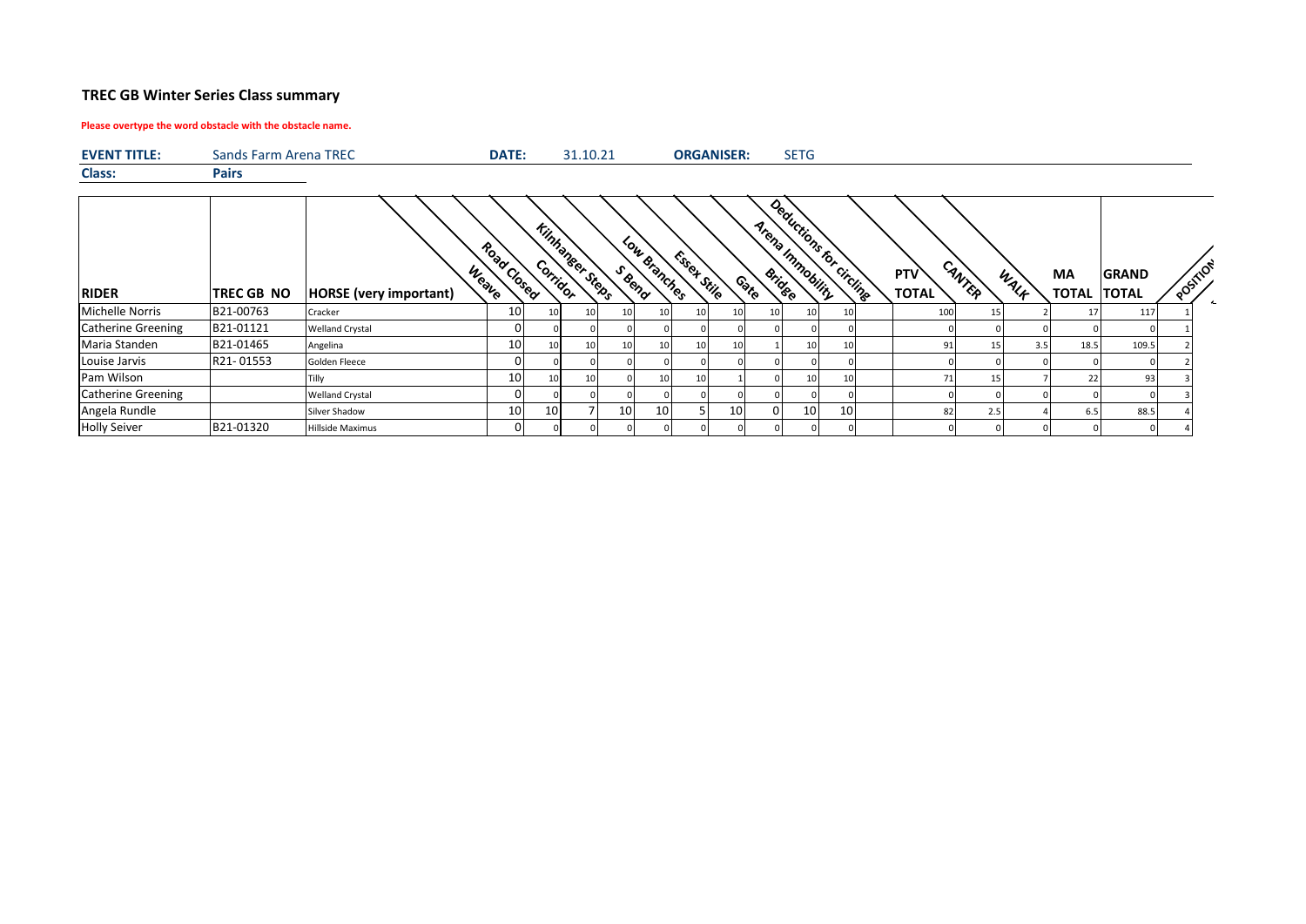## TREC GB Winter Series Class summary

**Please overtype the word obstacle with the obstacle name.**

**EVENT TITLE:** Sands Farm Arena TREC **DATE:** 31.10.21 **ORGANISER:** SETG

**Class:** **Pairs**

| RIDER | TREC GB NO | HORSE (very important) | Weave | Road Closed | Corridor | Kilnhanger Steps | S Bend | Low Branches | Essex Stile | Gate | Bridge | Arena Immobility | Deductions for circling | PTV TOTAL | CANTER | WALK | MA TOTAL | GRAND TOTAL | POSITION |
|---|---|---|---|---|---|---|---|---|---|---|---|---|---|---|---|---|---|---|---|
| Michelle Norris | B21-00763 | Cracker | 10 | 10 | 10 | 10 | 10 | 10 | 10 | 10 | 10 | 10 | | 100 | 15 | 2 | 17 | 117 | 1 |
| Catherine Greening | B21-01121 | Welland Crystal | 0 | 0 | 0 | 0 | 0 | 0 | 0 | 0 | 0 | 0 | | 0 | 0 | 0 | 0 | 0 | 1 |
| Maria Standen | B21-01465 | Angelina | 10 | 10 | 10 | 10 | 10 | 10 | 10 | 1 | 10 | 10 | | 91 | 15 | 3.5 | 18.5 | 109.5 | 2 |
| Louise Jarvis | R21- 01553 | Golden Fleece | 0 | 0 | 0 | 0 | 0 | 0 | 0 | 0 | 0 | 0 | | 0 | 0 | 0 | 0 | 0 | 2 |
| Pam Wilson | | Tilly | 10 | 10 | 10 | 0 | 10 | 10 | 1 | 0 | 10 | 10 | | 71 | 15 | 7 | 22 | 93 | 3 |
| Catherine Greening | | Welland Crystal | 0 | 0 | 0 | 0 | 0 | 0 | 0 | 0 | 0 | 0 | | 0 | 0 | 0 | 0 | 0 | 3 |
| Angela Rundle | | Silver Shadow | 10 | 10 | 7 | 10 | 10 | 5 | 10 | 0 | 10 | 10 | | 82 | 2.5 | 4 | 6.5 | 88.5 | 4 |
| Holly Seiver | B21-01320 | Hillside Maximus | 0 | 0 | 0 | 0 | 0 | 0 | 0 | 0 | 0 | 0 | | 0 | 0 | 0 | 0 | 0 | 4 |